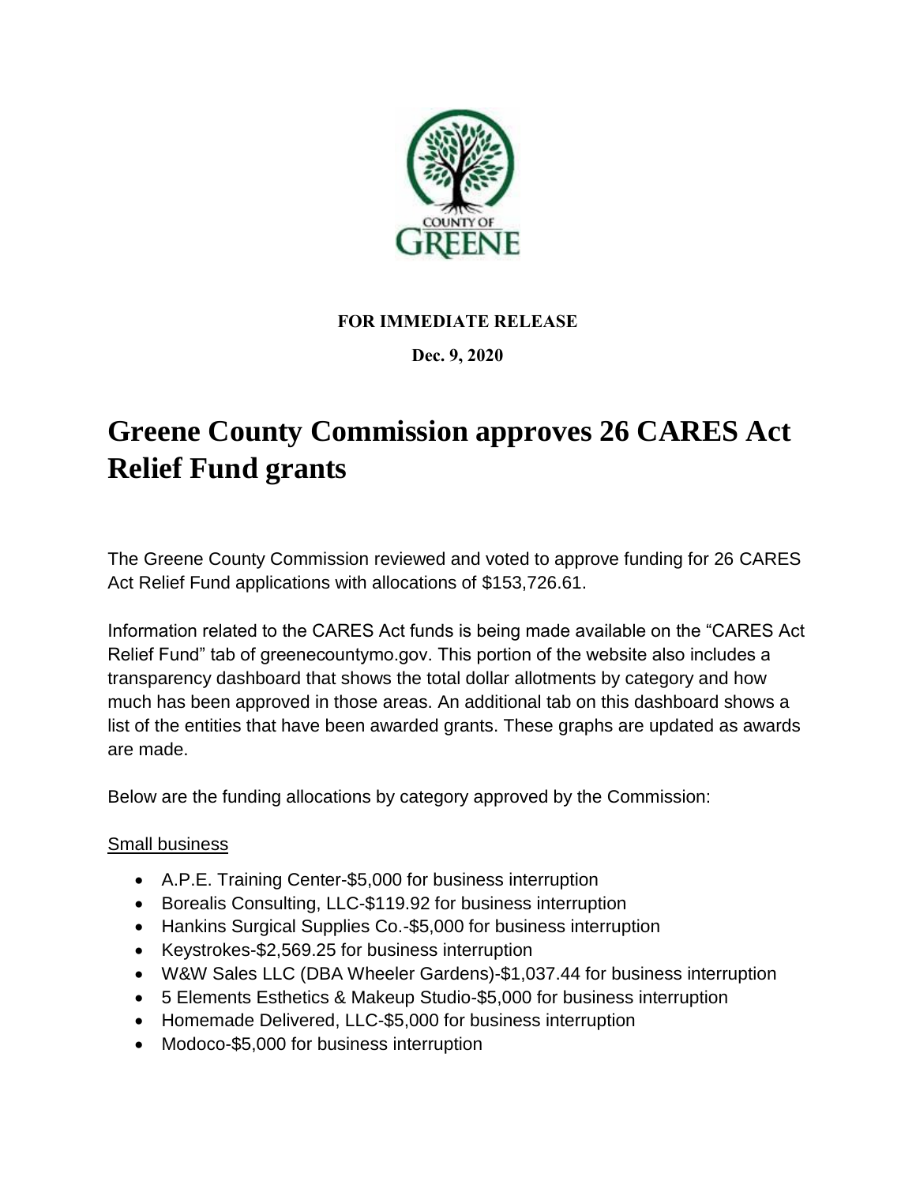COUNTY OF GREENE

**FOR IMMEDIATE RELEASE**

**Dec. 9, 2020**

# Greene County Commission approves 26 CARES Act Relief Fund grants

The Greene County Commission reviewed and voted to approve funding for 26 CARES Act Relief Fund applications with allocations of $153,726.61.

Information related to the CARES Act funds is being made available on the "CARES Act Relief Fund" tab of greenecountymo.gov. This portion of the website also includes a transparency dashboard that shows the total dollar allotments by category and how much has been approved in those areas. An additional tab on this dashboard shows a list of the entities that have been awarded grants. These graphs are updated as awards are made.

Below are the funding allocations by category approved by the Commission:

<u>Small business</u>

- A.P.E. Training Center-$5,000 for business interruption
- Borealis Consulting, LLC-$119.92 for business interruption
- Hankins Surgical Supplies Co.-$5,000 for business interruption
- Keystrokes-$2,569.25 for business interruption
- W&W Sales LLC (DBA Wheeler Gardens)-$1,037.44 for business interruption
- 5 Elements Esthetics & Makeup Studio-$5,000 for business interruption
- Homemade Delivered, LLC-$5,000 for business interruption
- Modoco-$5,000 for business interruption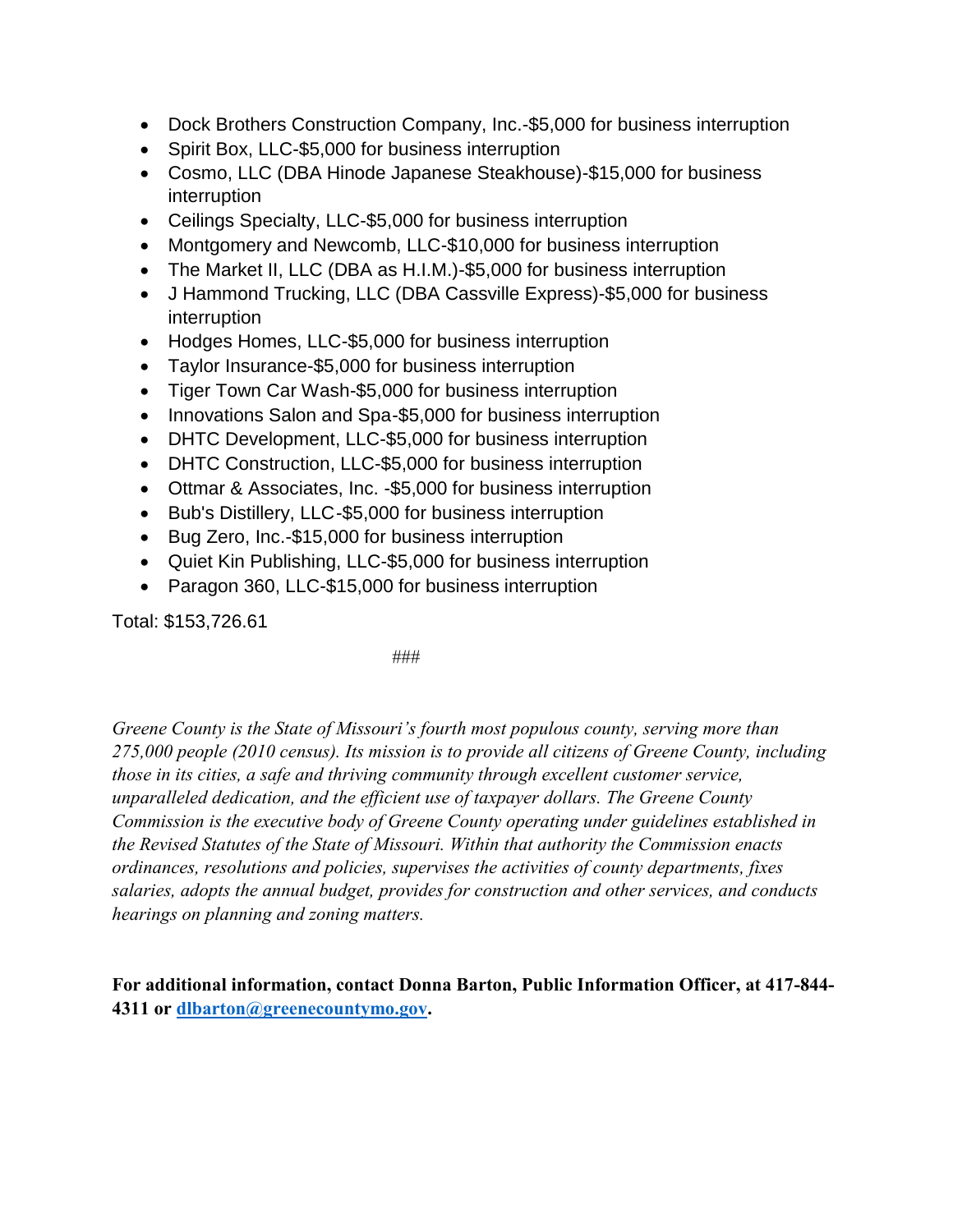- Dock Brothers Construction Company, Inc.-$5,000 for business interruption
- Spirit Box, LLC-$5,000 for business interruption
- Cosmo, LLC (DBA Hinode Japanese Steakhouse)-$15,000 for business interruption
- Ceilings Specialty, LLC-$5,000 for business interruption
- Montgomery and Newcomb, LLC-$10,000 for business interruption
- The Market II, LLC (DBA as H.I.M.)-$5,000 for business interruption
- J Hammond Trucking, LLC (DBA Cassville Express)-$5,000 for business interruption
- Hodges Homes, LLC-$5,000 for business interruption
- Taylor Insurance-$5,000 for business interruption
- Tiger Town Car Wash-$5,000 for business interruption
- Innovations Salon and Spa-$5,000 for business interruption
- DHTC Development, LLC-$5,000 for business interruption
- DHTC Construction, LLC-$5,000 for business interruption
- Ottmar & Associates, Inc. -$5,000 for business interruption
- Bub's Distillery, LLC-$5,000 for business interruption
- Bug Zero, Inc.-$15,000 for business interruption
- Quiet Kin Publishing, LLC-$5,000 for business interruption
- Paragon 360, LLC-$15,000 for business interruption

Total: $153,726.61

###

*Greene County is the State of Missouri's fourth most populous county, serving more than 275,000 people (2010 census). Its mission is to provide all citizens of Greene County, including those in its cities, a safe and thriving community through excellent customer service, unparalleled dedication, and the efficient use of taxpayer dollars. The Greene County Commission is the executive body of Greene County operating under guidelines established in the Revised Statutes of the State of Missouri. Within that authority the Commission enacts ordinances, resolutions and policies, supervises the activities of county departments, fixes salaries, adopts the annual budget, provides for construction and other services, and conducts hearings on planning and zoning matters.*

**For additional information, contact Donna Barton, Public Information Officer, at 417-844-4311 or [dlbarton@greenecountymo.gov](mailto:dlbarton@greenecountymo.gov).**